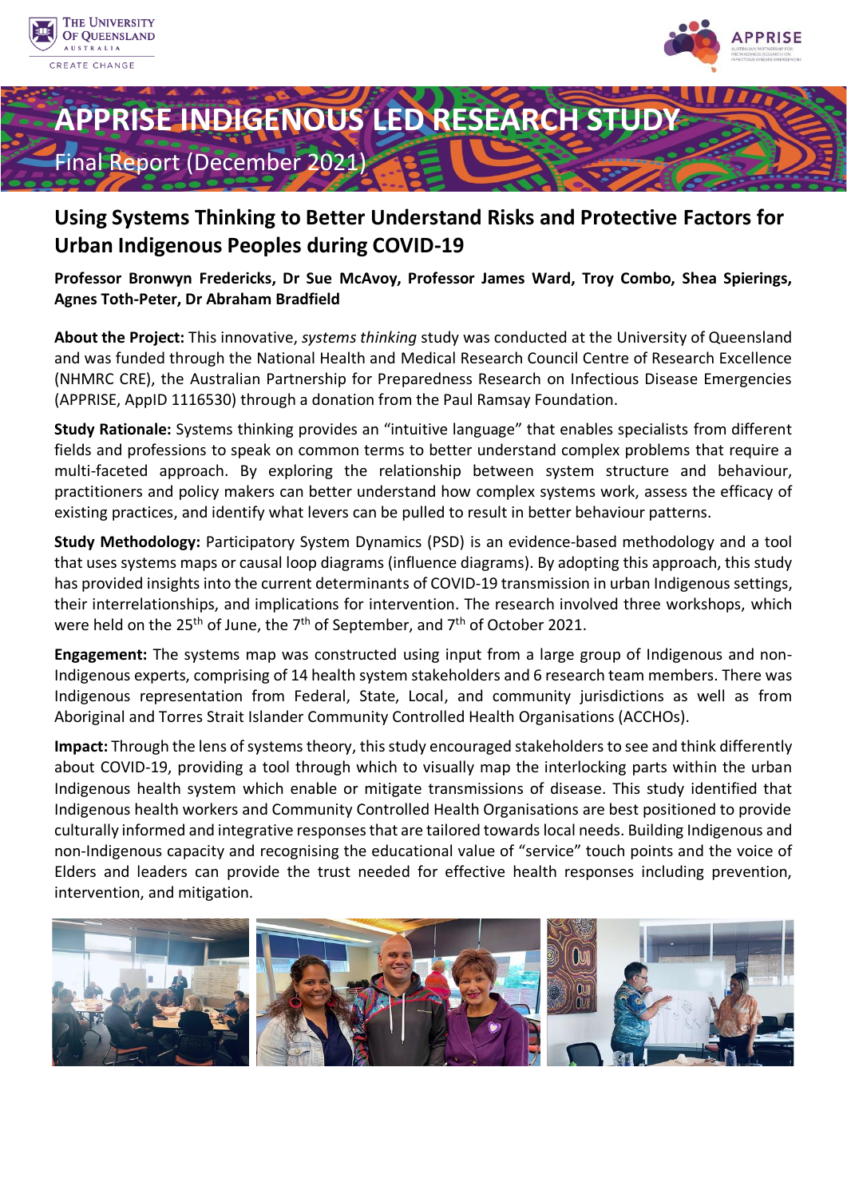# APPRISE INDIGENOUS LED RESEARCH STUDY

Final Report (December 2021)

## Using Systems Thinking to Better Understand Risks and Protective Factors for Urban Indigenous Peoples during COVID-19

**Professor Bronwyn Fredericks, Dr Sue McAvoy, Professor James Ward, Troy Combo, Shea Spierings, Agnes Toth-Peter, Dr Abraham Bradfield**

**About the Project:** This innovative, *systems thinking* study was conducted at the University of Queensland and was funded through the National Health and Medical Research Council Centre of Research Excellence (NHMRC CRE), the Australian Partnership for Preparedness Research on Infectious Disease Emergencies (APPRISE, AppID 1116530) through a donation from the Paul Ramsay Foundation.

**Study Rationale:** Systems thinking provides an "intuitive language" that enables specialists from different fields and professions to speak on common terms to better understand complex problems that require a multi-faceted approach. By exploring the relationship between system structure and behaviour, practitioners and policy makers can better understand how complex systems work, assess the efficacy of existing practices, and identify what levers can be pulled to result in better behaviour patterns.

**Study Methodology:** Participatory System Dynamics (PSD) is an evidence-based methodology and a tool that uses systems maps or causal loop diagrams (influence diagrams). By adopting this approach, this study has provided insights into the current determinants of COVID-19 transmission in urban Indigenous settings, their interrelationships, and implications for intervention. The research involved three workshops, which were held on the 25th of June, the 7th of September, and 7th of October 2021.

**Engagement:** The systems map was constructed using input from a large group of Indigenous and non-Indigenous experts, comprising of 14 health system stakeholders and 6 research team members. There was Indigenous representation from Federal, State, Local, and community jurisdictions as well as from Aboriginal and Torres Strait Islander Community Controlled Health Organisations (ACCHOs).

**Impact:** Through the lens of systems theory, this study encouraged stakeholders to see and think differently about COVID-19, providing a tool through which to visually map the interlocking parts within the urban Indigenous health system which enable or mitigate transmissions of disease. This study identified that Indigenous health workers and Community Controlled Health Organisations are best positioned to provide culturally informed and integrative responses that are tailored towards local needs. Building Indigenous and non-Indigenous capacity and recognising the educational value of "service" touch points and the voice of Elders and leaders can provide the trust needed for effective health responses including prevention, intervention, and mitigation.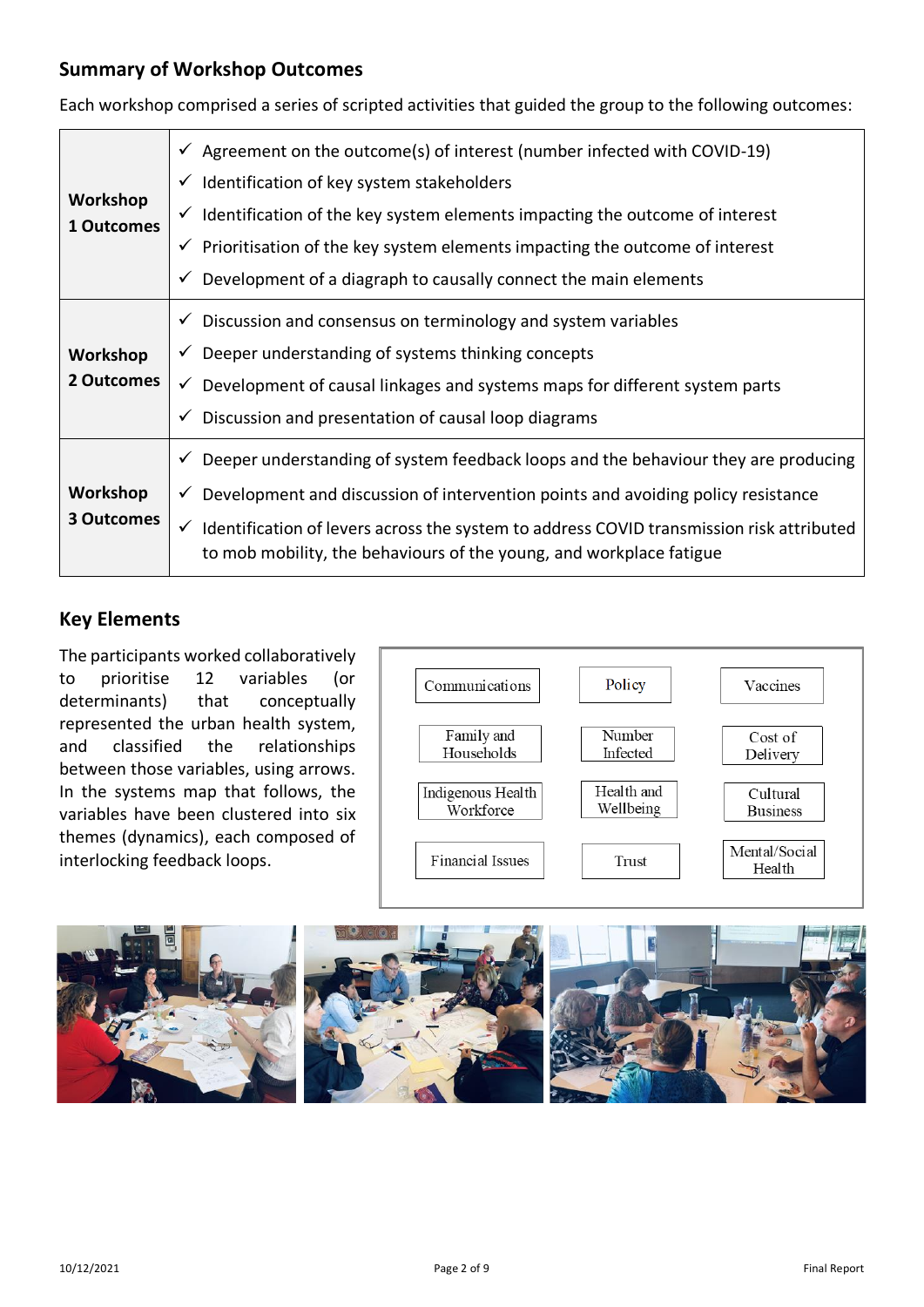## Summary of Workshop Outcomes

Each workshop comprised a series of scripted activities that guided the group to the following outcomes:

| | |
|---|---|
| **Workshop 1 Outcomes** | ✓ Agreement on the outcome(s) of interest (number infected with COVID-19)<br>✓ Identification of key system stakeholders<br>✓ Identification of the key system elements impacting the outcome of interest<br>✓ Prioritisation of the key system elements impacting the outcome of interest<br>✓ Development of a diagraph to causally connect the main elements |
| **Workshop 2 Outcomes** | ✓ Discussion and consensus on terminology and system variables<br>✓ Deeper understanding of systems thinking concepts<br>✓ Development of causal linkages and systems maps for different system parts<br>✓ Discussion and presentation of causal loop diagrams |
| **Workshop 3 Outcomes** | ✓ Deeper understanding of system feedback loops and the behaviour they are producing<br>✓ Development and discussion of intervention points and avoiding policy resistance<br>✓ Identification of levers across the system to address COVID transmission risk attributed to mob mobility, the behaviours of the young, and workplace fatigue |

## Key Elements

The participants worked collaboratively to prioritise 12 variables (or determinants) that conceptually represented the urban health system, and classified the relationships between those variables, using arrows. In the systems map that follows, the variables have been clustered into six themes (dynamics), each composed of interlocking feedback loops.

| | | |
|---|---|---|
| Communications | Policy | Vaccines |
| Family and Households | Number Infected | Cost of Delivery |
| Indigenous Health Workforce | Health and Wellbeing | Cultural Business |
| Financial Issues | Trust | Mental/Social Health |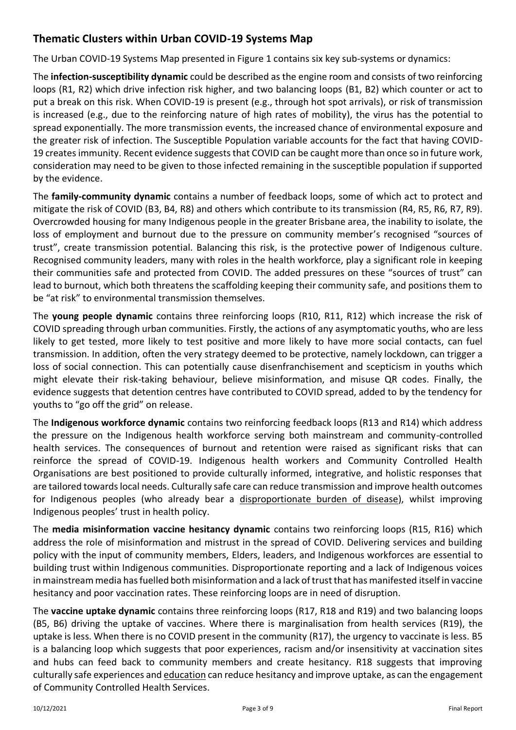## Thematic Clusters within Urban COVID-19 Systems Map

The Urban COVID-19 Systems Map presented in Figure 1 contains six key sub-systems or dynamics:

The **infection-susceptibility dynamic** could be described as the engine room and consists of two reinforcing loops (R1, R2) which drive infection risk higher, and two balancing loops (B1, B2) which counter or act to put a break on this risk. When COVID-19 is present (e.g., through hot spot arrivals), or risk of transmission is increased (e.g., due to the reinforcing nature of high rates of mobility), the virus has the potential to spread exponentially. The more transmission events, the increased chance of environmental exposure and the greater risk of infection. The Susceptible Population variable accounts for the fact that having COVID-19 creates immunity. Recent evidence suggests that COVID can be caught more than once so in future work, consideration may need to be given to those infected remaining in the susceptible population if supported by the evidence.

The **family-community dynamic** contains a number of feedback loops, some of which act to protect and mitigate the risk of COVID (B3, B4, R8) and others which contribute to its transmission (R4, R5, R6, R7, R9). Overcrowded housing for many Indigenous people in the greater Brisbane area, the inability to isolate, the loss of employment and burnout due to the pressure on community member's recognised "sources of trust", create transmission potential. Balancing this risk, is the protective power of Indigenous culture. Recognised community leaders, many with roles in the health workforce, play a significant role in keeping their communities safe and protected from COVID. The added pressures on these "sources of trust" can lead to burnout, which both threatens the scaffolding keeping their community safe, and positions them to be "at risk" to environmental transmission themselves.

The **young people dynamic** contains three reinforcing loops (R10, R11, R12) which increase the risk of COVID spreading through urban communities. Firstly, the actions of any asymptomatic youths, who are less likely to get tested, more likely to test positive and more likely to have more social contacts, can fuel transmission. In addition, often the very strategy deemed to be protective, namely lockdown, can trigger a loss of social connection. This can potentially cause disenfranchisement and scepticism in youths which might elevate their risk-taking behaviour, believe misinformation, and misuse QR codes. Finally, the evidence suggests that detention centres have contributed to COVID spread, added to by the tendency for youths to "go off the grid" on release.

The **Indigenous workforce dynamic** contains two reinforcing feedback loops (R13 and R14) which address the pressure on the Indigenous health workforce serving both mainstream and community-controlled health services. The consequences of burnout and retention were raised as significant risks that can reinforce the spread of COVID-19. Indigenous health workers and Community Controlled Health Organisations are best positioned to provide culturally informed, integrative, and holistic responses that are tailored towards local needs. Culturally safe care can reduce transmission and improve health outcomes for Indigenous peoples (who already bear a disproportionate burden of disease), whilst improving Indigenous peoples' trust in health policy.

The **media misinformation vaccine hesitancy dynamic** contains two reinforcing loops (R15, R16) which address the role of misinformation and mistrust in the spread of COVID. Delivering services and building policy with the input of community members, Elders, leaders, and Indigenous workforces are essential to building trust within Indigenous communities. Disproportionate reporting and a lack of Indigenous voices in mainstream media has fuelled both misinformation and a lack of trust that has manifested itself in vaccine hesitancy and poor vaccination rates. These reinforcing loops are in need of disruption.

The **vaccine uptake dynamic** contains three reinforcing loops (R17, R18 and R19) and two balancing loops (B5, B6) driving the uptake of vaccines. Where there is marginalisation from health services (R19), the uptake is less. When there is no COVID present in the community (R17), the urgency to vaccinate is less. B5 is a balancing loop which suggests that poor experiences, racism and/or insensitivity at vaccination sites and hubs can feed back to community members and create hesitancy. R18 suggests that improving culturally safe experiences and education can reduce hesitancy and improve uptake, as can the engagement of Community Controlled Health Services.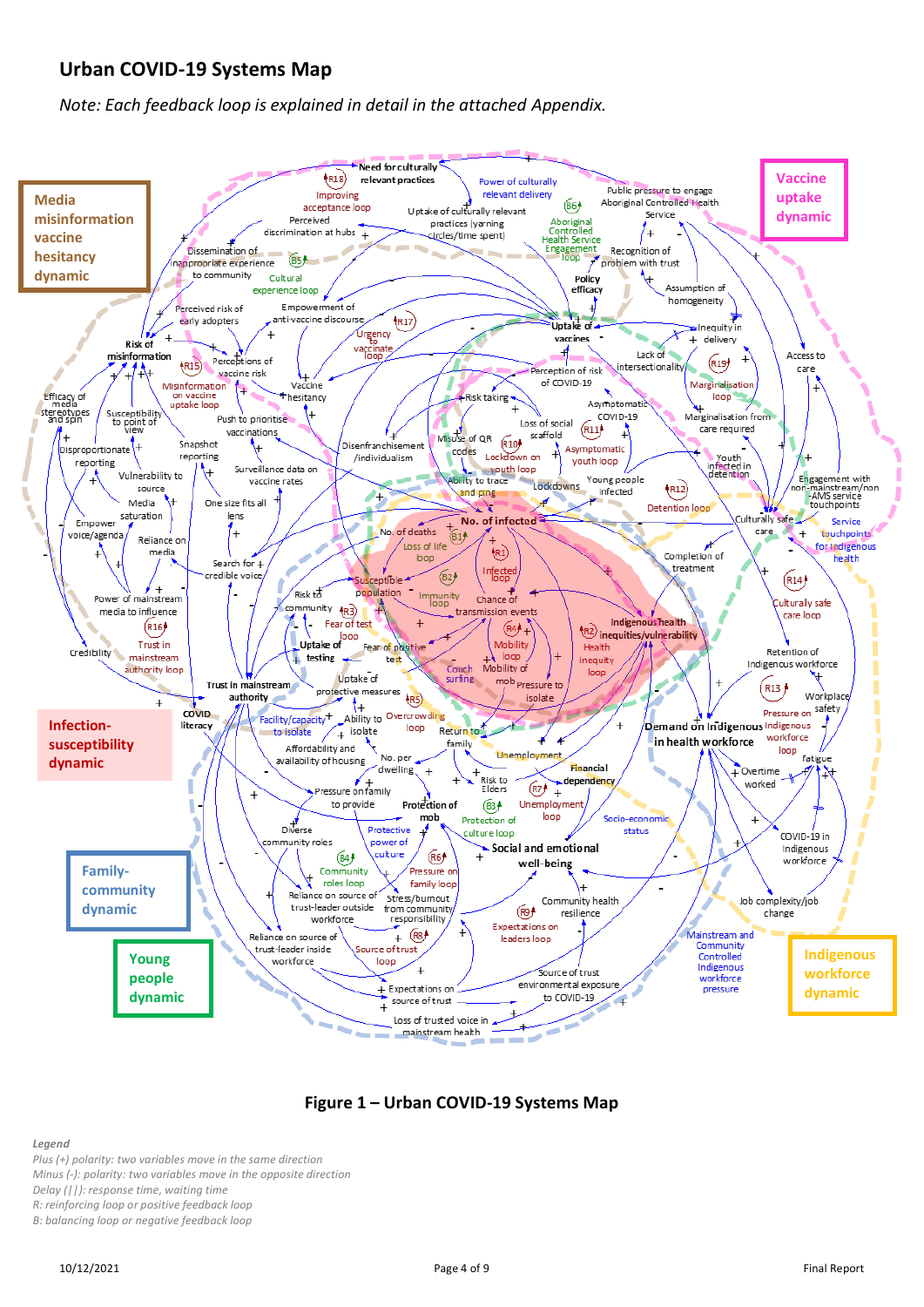## Urban COVID-19 Systems Map

*Note: Each feedback loop is explained in detail in the attached Appendix.*

**Figure 1 – Urban COVID-19 Systems Map**

*Legend*

*Plus (+) polarity: two variables move in the same direction*

*Minus (-): polarity: two variables move in the opposite direction*

*Delay (||): response time, waiting time*

*R: reinforcing loop or positive feedback loop*

*B: balancing loop or negative feedback loop*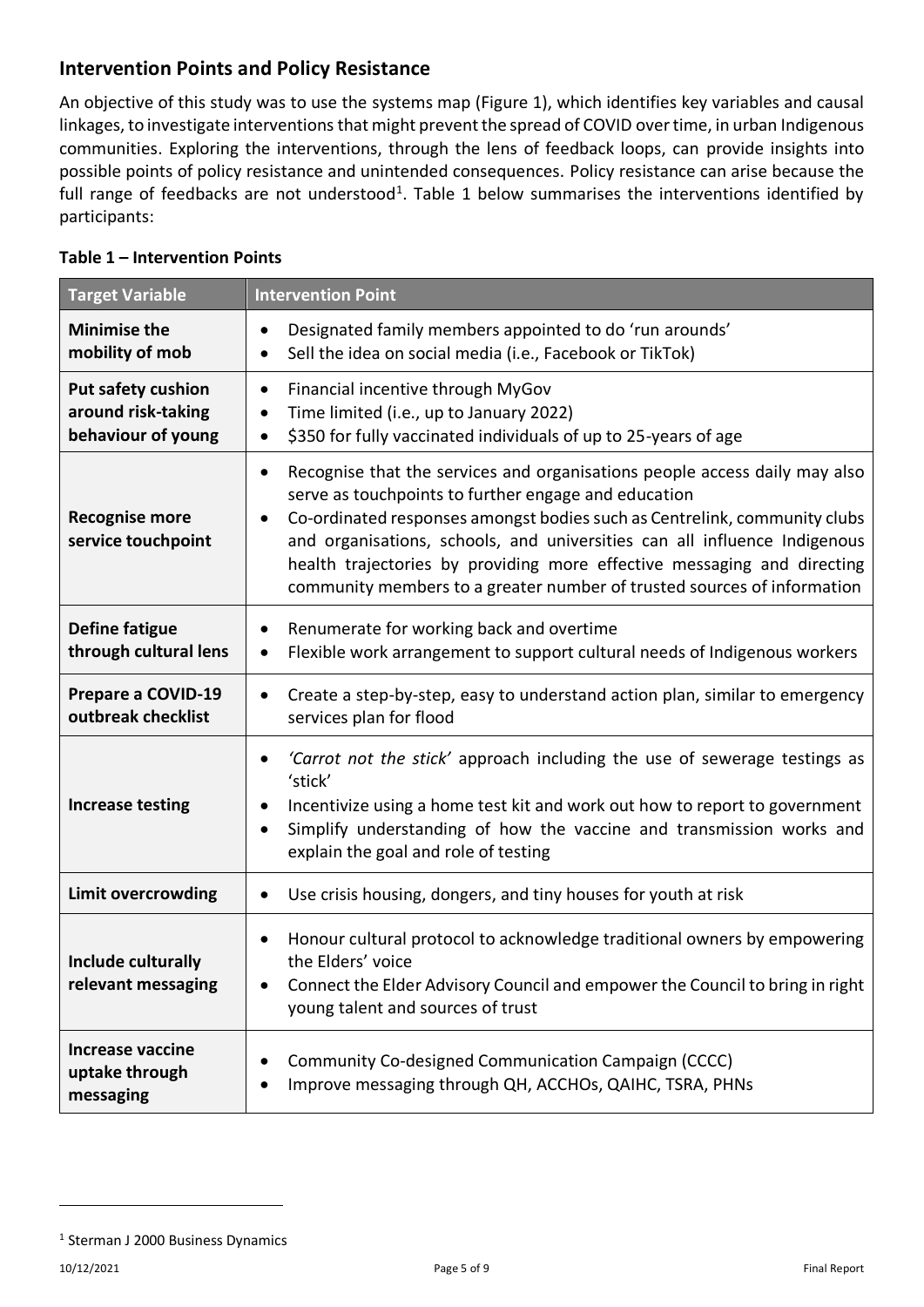## Intervention Points and Policy Resistance

An objective of this study was to use the systems map (Figure 1), which identifies key variables and causal linkages, to investigate interventions that might prevent the spread of COVID over time, in urban Indigenous communities. Exploring the interventions, through the lens of feedback loops, can provide insights into possible points of policy resistance and unintended consequences. Policy resistance can arise because the full range of feedbacks are not understood[1]. Table 1 below summarises the interventions identified by participants:

**Table 1 – Intervention Points**

| Target Variable | Intervention Point |
|---|---|
| **Minimise the mobility of mob** | • Designated family members appointed to do 'run arounds'<br>• Sell the idea on social media (i.e., Facebook or TikTok) |
| **Put safety cushion around risk-taking behaviour of young** | • Financial incentive through MyGov<br>• Time limited (i.e., up to January 2022)<br>• $350 for fully vaccinated individuals of up to 25-years of age |
| **Recognise more service touchpoint** | • Recognise that the services and organisations people access daily may also serve as touchpoints to further engage and education<br>• Co-ordinated responses amongst bodies such as Centrelink, community clubs and organisations, schools, and universities can all influence Indigenous health trajectories by providing more effective messaging and directing community members to a greater number of trusted sources of information |
| **Define fatigue through cultural lens** | • Renumerate for working back and overtime<br>• Flexible work arrangement to support cultural needs of Indigenous workers |
| **Prepare a COVID-19 outbreak checklist** | • Create a step-by-step, easy to understand action plan, similar to emergency services plan for flood |
| **Increase testing** | • *'Carrot not the stick'* approach including the use of sewerage testings as 'stick'<br>• Incentivize using a home test kit and work out how to report to government<br>• Simplify understanding of how the vaccine and transmission works and explain the goal and role of testing |
| **Limit overcrowding** | • Use crisis housing, dongers, and tiny houses for youth at risk |
| **Include culturally relevant messaging** | • Honour cultural protocol to acknowledge traditional owners by empowering the Elders' voice<br>• Connect the Elder Advisory Council and empower the Council to bring in right young talent and sources of trust |
| **Increase vaccine uptake through messaging** | • Community Co-designed Communication Campaign (CCCC)<br>• Improve messaging through QH, ACCHOs, QAIHC, TSRA, PHNs |

[1] Sterman J 2000 Business Dynamics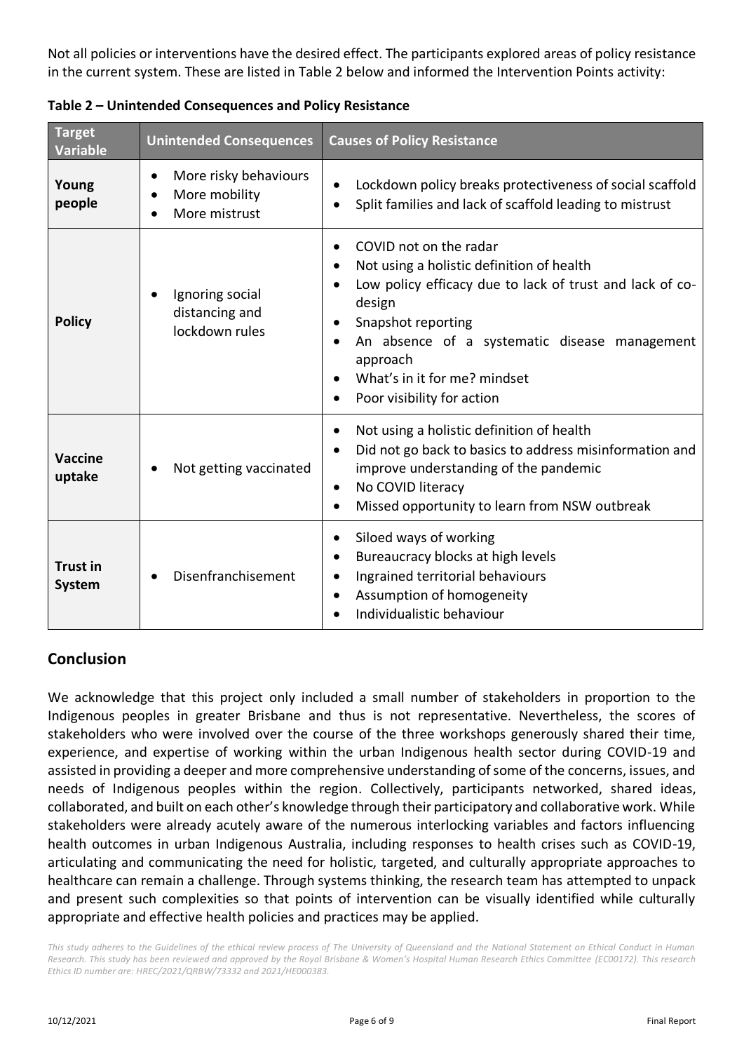Not all policies or interventions have the desired effect. The participants explored areas of policy resistance in the current system. These are listed in Table 2 below and informed the Intervention Points activity:

**Table 2 – Unintended Consequences and Policy Resistance**

| Target Variable | Unintended Consequences | Causes of Policy Resistance |
|---|---|---|
| **Young people** | • More risky behaviours<br>• More mobility<br>• More mistrust | • Lockdown policy breaks protectiveness of social scaffold<br>• Split families and lack of scaffold leading to mistrust |
| **Policy** | • Ignoring social distancing and lockdown rules | • COVID not on the radar<br>• Not using a holistic definition of health<br>• Low policy efficacy due to lack of trust and lack of co-design<br>• Snapshot reporting<br>• An absence of a systematic disease management approach<br>• What's in it for me? mindset<br>• Poor visibility for action |
| **Vaccine uptake** | • Not getting vaccinated | • Not using a holistic definition of health<br>• Did not go back to basics to address misinformation and improve understanding of the pandemic<br>• No COVID literacy<br>• Missed opportunity to learn from NSW outbreak |
| **Trust in System** | • Disenfranchisement | • Siloed ways of working<br>• Bureaucracy blocks at high levels<br>• Ingrained territorial behaviours<br>• Assumption of homogeneity<br>• Individualistic behaviour |

## Conclusion

We acknowledge that this project only included a small number of stakeholders in proportion to the Indigenous peoples in greater Brisbane and thus is not representative. Nevertheless, the scores of stakeholders who were involved over the course of the three workshops generously shared their time, experience, and expertise of working within the urban Indigenous health sector during COVID-19 and assisted in providing a deeper and more comprehensive understanding of some of the concerns, issues, and needs of Indigenous peoples within the region. Collectively, participants networked, shared ideas, collaborated, and built on each other's knowledge through their participatory and collaborative work. While stakeholders were already acutely aware of the numerous interlocking variables and factors influencing health outcomes in urban Indigenous Australia, including responses to health crises such as COVID-19, articulating and communicating the need for holistic, targeted, and culturally appropriate approaches to healthcare can remain a challenge. Through systems thinking, the research team has attempted to unpack and present such complexities so that points of intervention can be visually identified while culturally appropriate and effective health policies and practices may be applied.

*This study adheres to the Guidelines of the ethical review process of The University of Queensland and the National Statement on Ethical Conduct in Human Research. This study has been reviewed and approved by the Royal Brisbane & Women's Hospital Human Research Ethics Committee (EC00172). This research Ethics ID number are: HREC/2021/QRBW/73332 and 2021/HE000383.*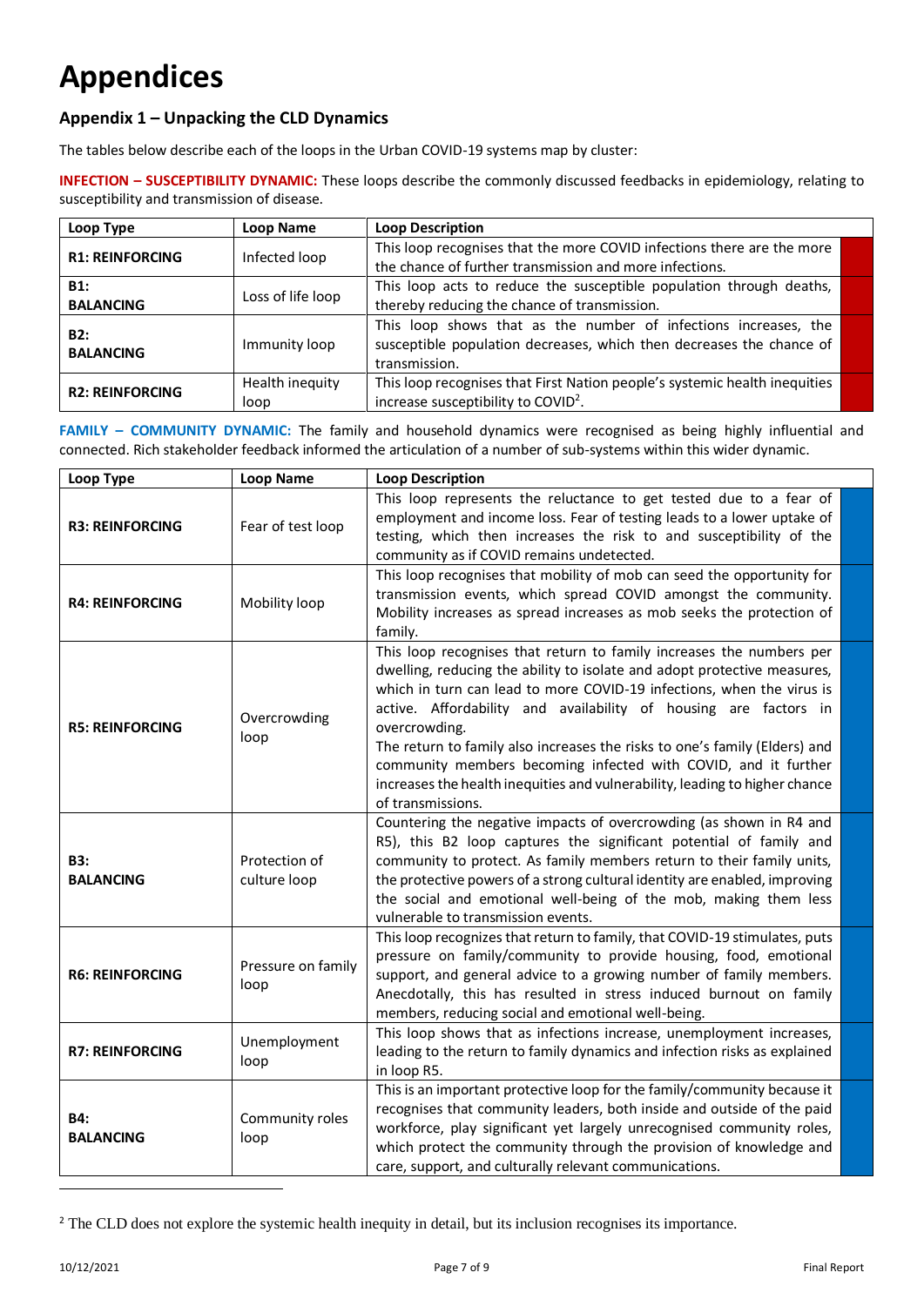# Appendices

## Appendix 1 – Unpacking the CLD Dynamics

The tables below describe each of the loops in the Urban COVID-19 systems map by cluster:

**INFECTION – SUSCEPTIBILITY DYNAMIC:** These loops describe the commonly discussed feedbacks in epidemiology, relating to susceptibility and transmission of disease.

| Loop Type | Loop Name | Loop Description |
|---|---|---|
| **R1: REINFORCING** | Infected loop | This loop recognises that the more COVID infections there are the more the chance of further transmission and more infections. |
| **B1: BALANCING** | Loss of life loop | This loop acts to reduce the susceptible population through deaths, thereby reducing the chance of transmission. |
| **B2: BALANCING** | Immunity loop | This loop shows that as the number of infections increases, the susceptible population decreases, which then decreases the chance of transmission. |
| **R2: REINFORCING** | Health inequity loop | This loop recognises that First Nation people's systemic health inequities increase susceptibility to COVID[2]. |

**FAMILY – COMMUNITY DYNAMIC:** The family and household dynamics were recognised as being highly influential and connected. Rich stakeholder feedback informed the articulation of a number of sub-systems within this wider dynamic.

| Loop Type | Loop Name | Loop Description |
|---|---|---|
| **R3: REINFORCING** | Fear of test loop | This loop represents the reluctance to get tested due to a fear of employment and income loss. Fear of testing leads to a lower uptake of testing, which then increases the risk to and susceptibility of the community as if COVID remains undetected. |
| **R4: REINFORCING** | Mobility loop | This loop recognises that mobility of mob can seed the opportunity for transmission events, which spread COVID amongst the community. Mobility increases as spread increases as mob seeks the protection of family. |
| **R5: REINFORCING** | Overcrowding loop | This loop recognises that return to family increases the numbers per dwelling, reducing the ability to isolate and adopt protective measures, which in turn can lead to more COVID-19 infections, when the virus is active. Affordability and availability of housing are factors in overcrowding.<br>The return to family also increases the risks to one's family (Elders) and community members becoming infected with COVID, and it further increases the health inequities and vulnerability, leading to higher chance of transmissions. |
| **B3: BALANCING** | Protection of culture loop | Countering the negative impacts of overcrowding (as shown in R4 and R5), this B2 loop captures the significant potential of family and community to protect. As family members return to their family units, the protective powers of a strong cultural identity are enabled, improving the social and emotional well-being of the mob, making them less vulnerable to transmission events. |
| **R6: REINFORCING** | Pressure on family loop | This loop recognizes that return to family, that COVID-19 stimulates, puts pressure on family/community to provide housing, food, emotional support, and general advice to a growing number of family members. Anecdotally, this has resulted in stress induced burnout on family members, reducing social and emotional well-being. |
| **R7: REINFORCING** | Unemployment loop | This loop shows that as infections increase, unemployment increases, leading to the return to family dynamics and infection risks as explained in loop R5. |
| **B4: BALANCING** | Community roles loop | This is an important protective loop for the family/community because it recognises that community leaders, both inside and outside of the paid workforce, play significant yet largely unrecognised community roles, which protect the community through the provision of knowledge and care, support, and culturally relevant communications. |

[2] The CLD does not explore the systemic health inequity in detail, but its inclusion recognises its importance.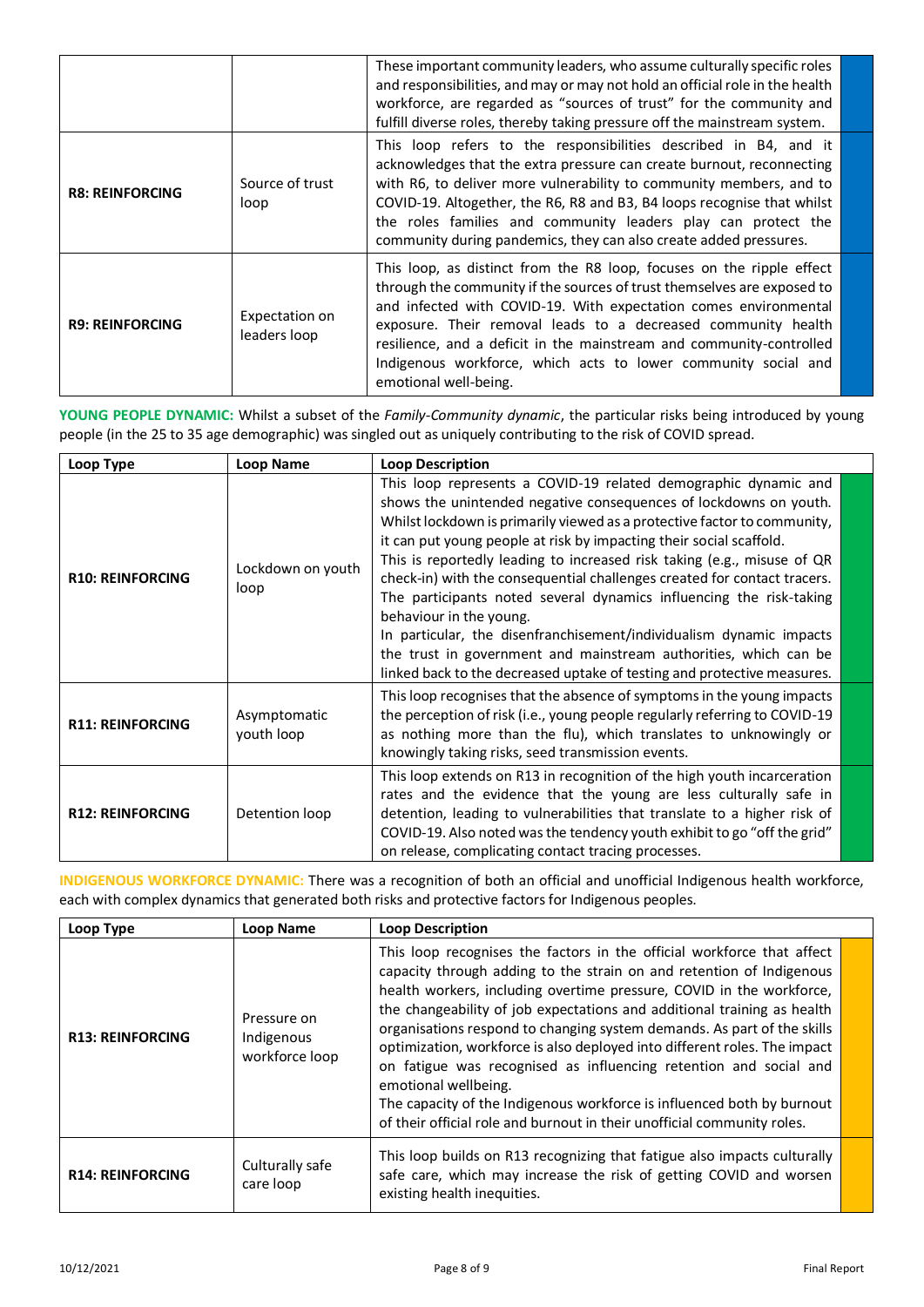| | | |
|---|---|---|
| | | These important community leaders, who assume culturally specific roles and responsibilities, and may or may not hold an official role in the health workforce, are regarded as "sources of trust" for the community and fulfill diverse roles, thereby taking pressure off the mainstream system. |
| **R8: REINFORCING** | Source of trust loop | This loop refers to the responsibilities described in B4, and it acknowledges that the extra pressure can create burnout, reconnecting with R6, to deliver more vulnerability to community members, and to COVID-19. Altogether, the R6, R8 and B3, B4 loops recognise that whilst the roles families and community leaders play can protect the community during pandemics, they can also create added pressures. |
| **R9: REINFORCING** | Expectation on leaders loop | This loop, as distinct from the R8 loop, focuses on the ripple effect through the community if the sources of trust themselves are exposed to and infected with COVID-19. With expectation comes environmental exposure. Their removal leads to a decreased community health resilience, and a deficit in the mainstream and community-controlled Indigenous workforce, which acts to lower community social and emotional well-being. |

**YOUNG PEOPLE DYNAMIC:** Whilst a subset of the *Family-Community dynamic*, the particular risks being introduced by young people (in the 25 to 35 age demographic) was singled out as uniquely contributing to the risk of COVID spread.

| Loop Type | Loop Name | Loop Description |
|---|---|---|
| **R10: REINFORCING** | Lockdown on youth loop | This loop represents a COVID-19 related demographic dynamic and shows the unintended negative consequences of lockdowns on youth. Whilst lockdown is primarily viewed as a protective factor to community, it can put young people at risk by impacting their social scaffold.<br>This is reportedly leading to increased risk taking (e.g., misuse of QR check-in) with the consequential challenges created for contact tracers. The participants noted several dynamics influencing the risk-taking behaviour in the young.<br>In particular, the disenfranchisement/individualism dynamic impacts the trust in government and mainstream authorities, which can be linked back to the decreased uptake of testing and protective measures. |
| **R11: REINFORCING** | Asymptomatic youth loop | This loop recognises that the absence of symptoms in the young impacts the perception of risk (i.e., young people regularly referring to COVID-19 as nothing more than the flu), which translates to unknowingly or knowingly taking risks, seed transmission events. |
| **R12: REINFORCING** | Detention loop | This loop extends on R13 in recognition of the high youth incarceration rates and the evidence that the young are less culturally safe in detention, leading to vulnerabilities that translate to a higher risk of COVID-19. Also noted was the tendency youth exhibit to go "off the grid" on release, complicating contact tracing processes. |

**INDIGENOUS WORKFORCE DYNAMIC:** There was a recognition of both an official and unofficial Indigenous health workforce, each with complex dynamics that generated both risks and protective factors for Indigenous peoples.

| Loop Type | Loop Name | Loop Description |
|---|---|---|
| **R13: REINFORCING** | Pressure on Indigenous workforce loop | This loop recognises the factors in the official workforce that affect capacity through adding to the strain on and retention of Indigenous health workers, including overtime pressure, COVID in the workforce, the changeability of job expectations and additional training as health organisations respond to changing system demands. As part of the skills optimization, workforce is also deployed into different roles. The impact on fatigue was recognised as influencing retention and social and emotional wellbeing.<br>The capacity of the Indigenous workforce is influenced both by burnout of their official role and burnout in their unofficial community roles. |
| **R14: REINFORCING** | Culturally safe care loop | This loop builds on R13 recognizing that fatigue also impacts culturally safe care, which may increase the risk of getting COVID and worsen existing health inequities. |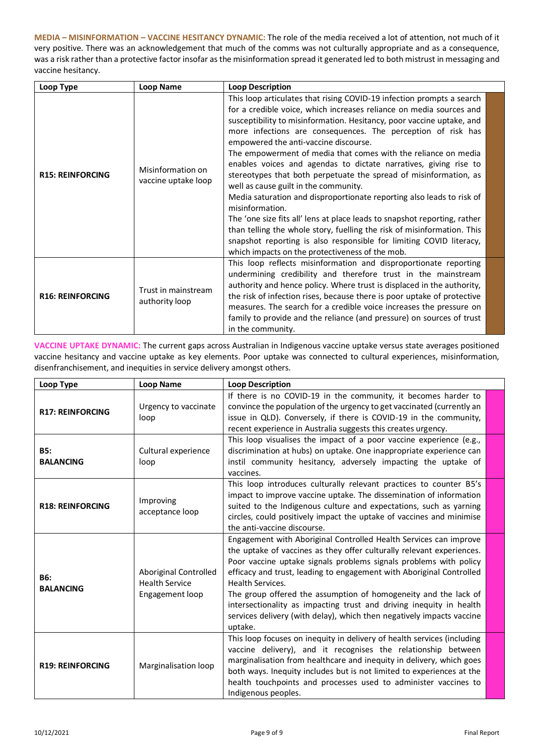**MEDIA – MISINFORMATION – VACCINE HESITANCY DYNAMIC:** The role of the media received a lot of attention, not much of it very positive. There was an acknowledgement that much of the comms was not culturally appropriate and as a consequence, was a risk rather than a protective factor insofar as the misinformation spread it generated led to both mistrust in messaging and vaccine hesitancy.

| Loop Type | Loop Name | Loop Description |
|---|---|---|
| **R15: REINFORCING** | Misinformation on vaccine uptake loop | This loop articulates that rising COVID-19 infection prompts a search for a credible voice, which increases reliance on media sources and susceptibility to misinformation. Hesitancy, poor vaccine uptake, and more infections are consequences. The perception of risk has empowered the anti-vaccine discourse. The empowerment of media that comes with the reliance on media enables voices and agendas to dictate narratives, giving rise to stereotypes that both perpetuate the spread of misinformation, as well as cause guilt in the community. Media saturation and disproportionate reporting also leads to risk of misinformation. The 'one size fits all' lens at place leads to snapshot reporting, rather than telling the whole story, fuelling the risk of misinformation. This snapshot reporting is also responsible for limiting COVID literacy, which impacts on the protectiveness of the mob. |
| **R16: REINFORCING** | Trust in mainstream authority loop | This loop reflects misinformation and disproportionate reporting undermining credibility and therefore trust in the mainstream authority and hence policy. Where trust is displaced in the authority, the risk of infection rises, because there is poor uptake of protective measures. The search for a credible voice increases the pressure on family to provide and the reliance (and pressure) on sources of trust in the community. |

**VACCINE UPTAKE DYNAMIC:** The current gaps across Australian in Indigenous vaccine uptake versus state averages positioned vaccine hesitancy and vaccine uptake as key elements. Poor uptake was connected to cultural experiences, misinformation, disenfranchisement, and inequities in service delivery amongst others.

| Loop Type | Loop Name | Loop Description |
|---|---|---|
| **R17: REINFORCING** | Urgency to vaccinate loop | If there is no COVID-19 in the community, it becomes harder to convince the population of the urgency to get vaccinated (currently an issue in QLD). Conversely, if there is COVID-19 in the community, recent experience in Australia suggests this creates urgency. |
| **B5: BALANCING** | Cultural experience loop | This loop visualises the impact of a poor vaccine experience (e.g., discrimination at hubs) on uptake. One inappropriate experience can instil community hesitancy, adversely impacting the uptake of vaccines. |
| **R18: REINFORCING** | Improving acceptance loop | This loop introduces culturally relevant practices to counter B5's impact to improve vaccine uptake. The dissemination of information suited to the Indigenous culture and expectations, such as yarning circles, could positively impact the uptake of vaccines and minimise the anti-vaccine discourse. |
| **B6: BALANCING** | Aboriginal Controlled Health Service Engagement loop | Engagement with Aboriginal Controlled Health Services can improve the uptake of vaccines as they offer culturally relevant experiences. Poor vaccine uptake signals problems signals problems with policy efficacy and trust, leading to engagement with Aboriginal Controlled Health Services. The group offered the assumption of homogeneity and the lack of intersectionality as impacting trust and driving inequity in health services delivery (with delay), which then negatively impacts vaccine uptake. |
| **R19: REINFORCING** | Marginalisation loop | This loop focuses on inequity in delivery of health services (including vaccine delivery), and it recognises the relationship between marginalisation from healthcare and inequity in delivery, which goes both ways. Inequity includes but is not limited to experiences at the health touchpoints and processes used to administer vaccines to Indigenous peoples. |